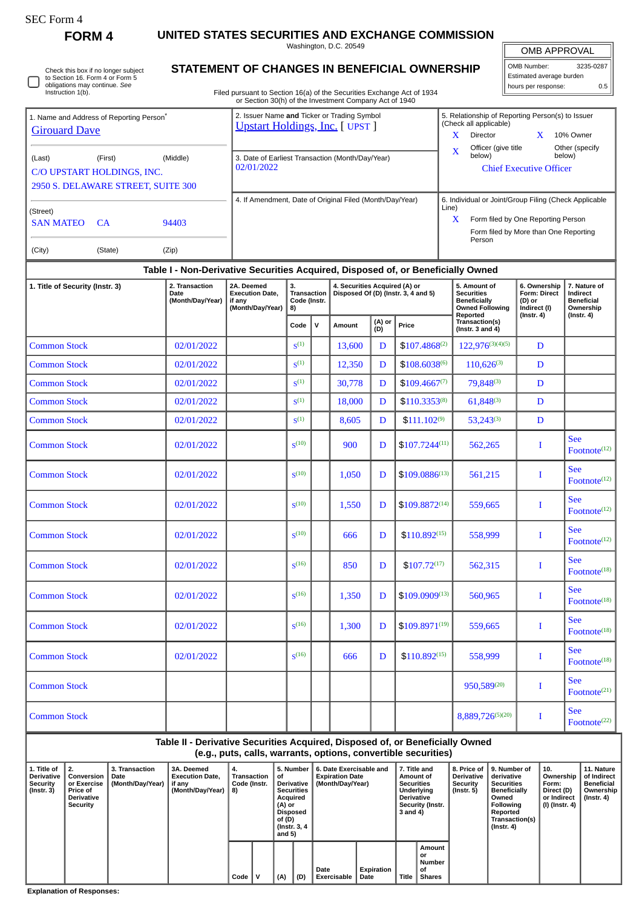SEC Form 4

**FORM 4**

# UNITED STATES SECURITIES AND EXCHANGE COMMISSION

Washington, D.C. 20549

## STATEMENT OF CHANGES IN BENEFICIAL OWNERSHIP

Filed pursuant to Section 16(a) of the Securities Exchange Act of 1934 or Section 30(h) of the Investment Company Act of 1940

| OMB APPROVAL | |
|---|---|
| OMB Number: | 3235-0287 |
| Estimated average burden | |
| hours per response: | 0.5 |

☐ Check this box if no longer subject to Section 16. Form 4 or Form 5 obligations may continue. *See* Instruction 1(b).

1. Name and Address of Reporting Person*
Girouard Dave

(Last) (First) (Middle)
C/O UPSTART HOLDINGS, INC.
2950 S. DELAWARE STREET, SUITE 300

(Street)
SAN MATEO CA 94403

(City) (State) (Zip)

2. Issuer Name **and** Ticker or Trading Symbol
Upstart Holdings, Inc. [ UPST ]

3. Date of Earliest Transaction (Month/Day/Year)
02/01/2022

4. If Amendment, Date of Original Filed (Month/Day/Year)

5. Relationship of Reporting Person(s) to Issuer (Check all applicable)
X Director
X 10% Owner
X Officer (give title below)
Other (specify below)
Chief Executive Officer

6. Individual or Joint/Group Filing (Check Applicable Line)
X Form filed by One Reporting Person
Form filed by More than One Reporting Person

### Table I - Non-Derivative Securities Acquired, Disposed of, or Beneficially Owned

| 1. Title of Security (Instr. 3) | 2. Transaction Date (Month/Day/Year) | 2A. Deemed Execution Date, if any (Month/Day/Year) | 3. Transaction Code (Instr. 8) | | 4. Securities Acquired (A) or Disposed Of (D) (Instr. 3, 4 and 5) | | | 5. Amount of Securities Beneficially Owned Following Reported Transaction(s) (Instr. 3 and 4) | 6. Ownership Form: Direct (D) or Indirect (I) (Instr. 4) | 7. Nature of Indirect Beneficial Ownership (Instr. 4) |
|---|---|---|---|---|---|---|---|---|---|---|
| | | | Code | V | Amount | (A) or (D) | Price | | | |
| Common Stock | 02/01/2022 | | S[1] | | 13,600 | D | $107.4868[2] | 122,976[3][4][5] | D | |
| Common Stock | 02/01/2022 | | S[1] | | 12,350 | D | $108.6038[6] | 110,626[3] | D | |
| Common Stock | 02/01/2022 | | S[1] | | 30,778 | D | $109.4667[7] | 79,848[3] | D | |
| Common Stock | 02/01/2022 | | S[1] | | 18,000 | D | $110.3353[8] | 61,848[3] | D | |
| Common Stock | 02/01/2022 | | S[1] | | 8,605 | D | $111.102[9] | 53,243[3] | D | |
| Common Stock | 02/01/2022 | | S[10] | | 900 | D | $107.7244[11] | 562,265 | I | See Footnote[12] |
| Common Stock | 02/01/2022 | | S[10] | | 1,050 | D | $109.0886[13] | 561,215 | I | See Footnote[12] |
| Common Stock | 02/01/2022 | | S[10] | | 1,550 | D | $109.8872[14] | 559,665 | I | See Footnote[12] |
| Common Stock | 02/01/2022 | | S[10] | | 666 | D | $110.892[15] | 558,999 | I | See Footnote[12] |
| Common Stock | 02/01/2022 | | S[16] | | 850 | D | $107.72[17] | 562,315 | I | See Footnote[18] |
| Common Stock | 02/01/2022 | | S[16] | | 1,350 | D | $109.0909[13] | 560,965 | I | See Footnote[18] |
| Common Stock | 02/01/2022 | | S[16] | | 1,300 | D | $109.8971[19] | 559,665 | I | See Footnote[18] |
| Common Stock | 02/01/2022 | | S[16] | | 666 | D | $110.892[15] | 558,999 | I | See Footnote[18] |
| Common Stock | | | | | | | | 950,589[20] | I | See Footnote[21] |
| Common Stock | | | | | | | | 8,889,726[5][20] | I | See Footnote[22] |

### Table II - Derivative Securities Acquired, Disposed of, or Beneficially Owned (e.g., puts, calls, warrants, options, convertible securities)

| 1. Title of Derivative Security (Instr. 3) | 2. Conversion or Exercise Price of Derivative Security | 3. Transaction Date (Month/Day/Year) | 3A. Deemed Execution Date, if any (Month/Day/Year) | 4. Transaction Code (Instr. 8) | | 5. Number of Derivative Securities Acquired (A) or Disposed of (D) (Instr. 3, 4 and 5) | | 6. Date Exercisable and Expiration Date (Month/Day/Year) | | 7. Title and Amount of Securities Underlying Derivative Security (Instr. 3 and 4) | | 8. Price of Derivative Security (Instr. 5) | 9. Number of derivative Securities Beneficially Owned Following Reported Transaction(s) (Instr. 4) | 10. Ownership Form: Direct (D) or Indirect (I) (Instr. 4) | 11. Nature of Indirect Beneficial Ownership (Instr. 4) |
|---|---|---|---|---|---|---|---|---|---|---|---|---|---|---|---|
| | | | | Code | V | (A) | (D) | Date Exercisable | Expiration Date | Title | Amount or Number of Shares | | | | |

**Explanation of Responses:**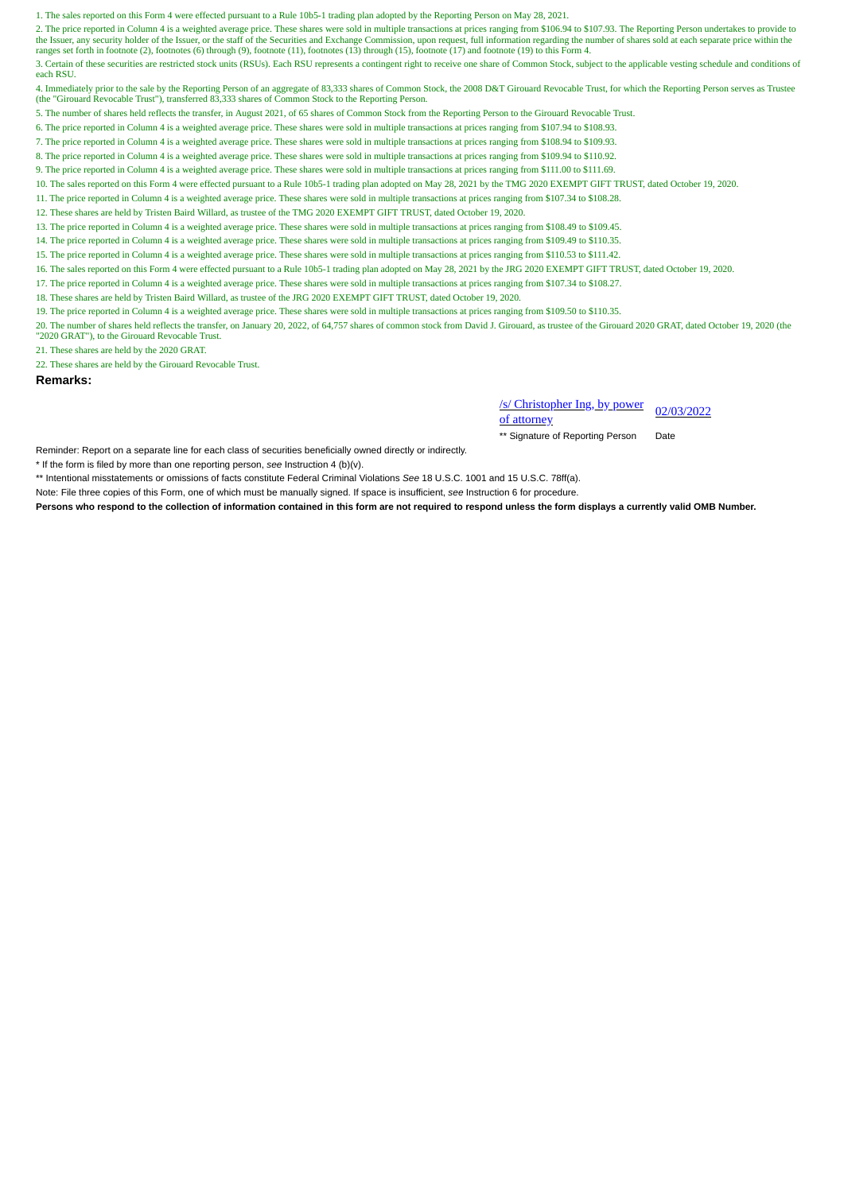1. The sales reported on this Form 4 were effected pursuant to a Rule 10b5-1 trading plan adopted by the Reporting Person on May 28, 2021.

2. The price reported in Column 4 is a weighted average price. These shares were sold in multiple transactions at prices ranging from $106.94 to $107.93. The Reporting Person undertakes to provide to the Issuer, any security holder of the Issuer, or the staff of the Securities and Exchange Commission, upon request, full information regarding the number of shares sold at each separate price within the ranges set forth in footnote (2), footnotes (6) through (9), footnote (11), footnotes (13) through (15), footnote (17) and footnote (19) to this Form 4.

3. Certain of these securities are restricted stock units (RSUs). Each RSU represents a contingent right to receive one share of Common Stock, subject to the applicable vesting schedule and conditions of each RSU.

4. Immediately prior to the sale by the Reporting Person of an aggregate of 83,333 shares of Common Stock, the 2008 D&T Girouard Revocable Trust, for which the Reporting Person serves as Trustee (the "Girouard Revocable Trust"), transferred 83,333 shares of Common Stock to the Reporting Person.

5. The number of shares held reflects the transfer, in August 2021, of 65 shares of Common Stock from the Reporting Person to the Girouard Revocable Trust.

6. The price reported in Column 4 is a weighted average price. These shares were sold in multiple transactions at prices ranging from $107.94 to $108.93.

7. The price reported in Column 4 is a weighted average price. These shares were sold in multiple transactions at prices ranging from $108.94 to $109.93.

8. The price reported in Column 4 is a weighted average price. These shares were sold in multiple transactions at prices ranging from $109.94 to $110.92.

9. The price reported in Column 4 is a weighted average price. These shares were sold in multiple transactions at prices ranging from $111.00 to $111.69.

10. The sales reported on this Form 4 were effected pursuant to a Rule 10b5-1 trading plan adopted on May 28, 2021 by the TMG 2020 EXEMPT GIFT TRUST, dated October 19, 2020.

11. The price reported in Column 4 is a weighted average price. These shares were sold in multiple transactions at prices ranging from $107.34 to $108.28.

12. These shares are held by Tristen Baird Willard, as trustee of the TMG 2020 EXEMPT GIFT TRUST, dated October 19, 2020.

13. The price reported in Column 4 is a weighted average price. These shares were sold in multiple transactions at prices ranging from $108.49 to $109.45.

14. The price reported in Column 4 is a weighted average price. These shares were sold in multiple transactions at prices ranging from $109.49 to $110.35.

15. The price reported in Column 4 is a weighted average price. These shares were sold in multiple transactions at prices ranging from $110.53 to $111.42.

16. The sales reported on this Form 4 were effected pursuant to a Rule 10b5-1 trading plan adopted on May 28, 2021 by the JRG 2020 EXEMPT GIFT TRUST, dated October 19, 2020.

17. The price reported in Column 4 is a weighted average price. These shares were sold in multiple transactions at prices ranging from $107.34 to $108.27.

18. These shares are held by Tristen Baird Willard, as trustee of the JRG 2020 EXEMPT GIFT TRUST, dated October 19, 2020.

19. The price reported in Column 4 is a weighted average price. These shares were sold in multiple transactions at prices ranging from $109.50 to $110.35.

20. The number of shares held reflects the transfer, on January 20, 2022, of 64,757 shares of common stock from David J. Girouard, as trustee of the Girouard 2020 GRAT, dated October 19, 2020 (the "2020 GRAT"), to the Girouard Revocable Trust.

21. These shares are held by the 2020 GRAT.

22. These shares are held by the Girouard Revocable Trust.

**Remarks:**

| | |
|---|---|
| /s/ Christopher Ing, by power of attorney | 02/03/2022 |
| ** Signature of Reporting Person | Date |

Reminder: Report on a separate line for each class of securities beneficially owned directly or indirectly.

\* If the form is filed by more than one reporting person, *see* Instruction 4 (b)(v).

** Intentional misstatements or omissions of facts constitute Federal Criminal Violations *See* 18 U.S.C. 1001 and 15 U.S.C. 78ff(a).

Note: File three copies of this Form, one of which must be manually signed. If space is insufficient, *see* Instruction 6 for procedure.

**Persons who respond to the collection of information contained in this form are not required to respond unless the form displays a currently valid OMB Number.**